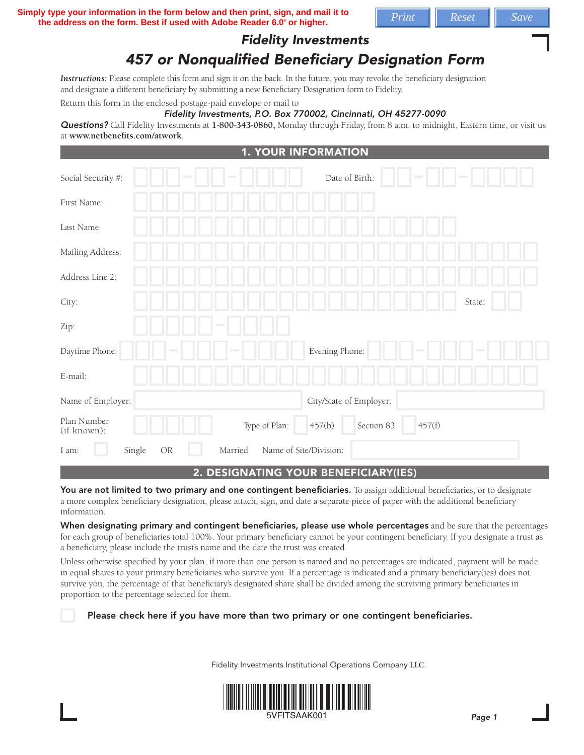**Simply type your information in the form below and then print, sign, and mail it to the address on the form. Best if used with Adobe Reader 6.0® or higher.**

Print Reset Save

## *Fidelity Investments*

# *457 or Nonqualified Beneficiary Designation Form*

***Instructions:*** Please complete this form and sign it on the back. In the future, you may revoke the beneficiary designation and designate a different beneficiary by submitting a new Beneficiary Designation form to Fidelity.

Return this form in the enclosed postage-paid envelope or mail to

*Fidelity Investments, P.O. Box 770002, Cincinnati, OH 45277-0090*

***Questions?*** Call Fidelity Investments at **1-800-343-0860**, Monday through Friday, from 8 a.m. to midnight, Eastern time, or visit us at **www.netbenefits.com/atwork**.

## 1. YOUR INFORMATION

Social Security #: ___-__-____ Date of Birth: __-__-____

First Name:

Last Name:

Mailing Address:

Address Line 2:

City: State:

Zip: _____-____

Daytime Phone: ___-___-____ Evening Phone: ___-___-____

E-mail:

Name of Employer: City/State of Employer:

Plan Number (if known): Type of Plan: ☐ 457(b) ☐ Section 83 ☐ 457(f)

I am: ☐ Single OR ☐ Married Name of Site/Division:

## 2. DESIGNATING YOUR BENEFICIARY(IES)

**You are not limited to two primary and one contingent beneficiaries.** To assign additional beneficiaries, or to designate a more complex beneficiary designation, please attach, sign, and date a separate piece of paper with the additional beneficiary information.

**When designating primary and contingent beneficiaries, please use whole percentages** and be sure that the percentages for each group of beneficiaries total 100%. Your primary beneficiary cannot be your contingent beneficiary. If you designate a trust as a beneficiary, please include the trust's name and the date the trust was created.

Unless otherwise specified by your plan, if more than one person is named and no percentages are indicated, payment will be made in equal shares to your primary beneficiaries who survive you. If a percentage is indicated and a primary beneficiary(ies) does not survive you, the percentage of that beneficiary's designated share shall be divided among the surviving primary beneficiaries in proportion to the percentage selected for them.

☐ **Please check here if you have more than two primary or one contingent beneficiaries.**

Fidelity Investments Institutional Operations Company LLC.

5VFITSAAK001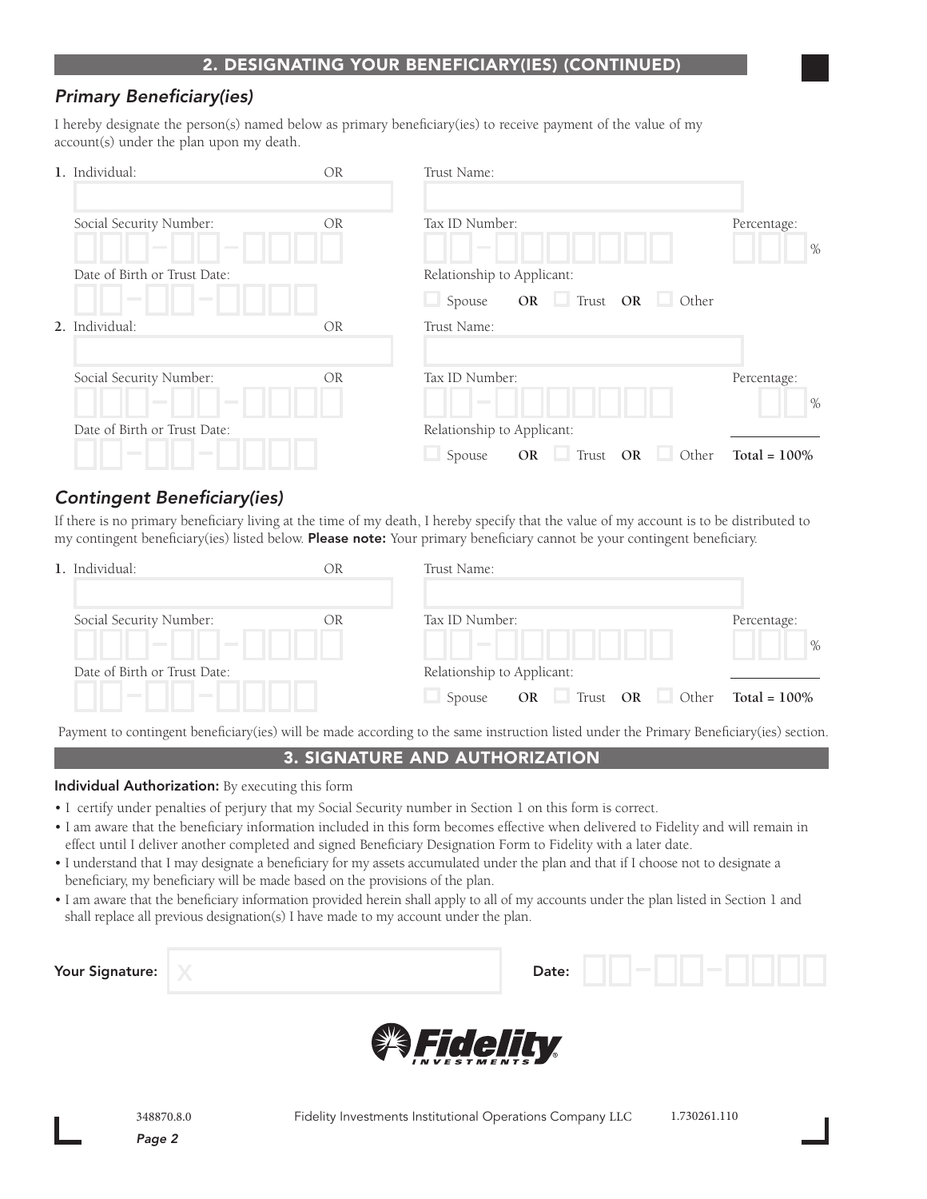## 2. DESIGNATING YOUR BENEFICIARY(IES) (CONTINUED)

### *Primary Beneficiary(ies)*

I hereby designate the person(s) named below as primary beneficiary(ies) to receive payment of the value of my account(s) under the plan upon my death.

**1.** Individual: OR Trust Name:

Social Security Number: OR Tax ID Number: Percentage: %

Date of Birth or Trust Date:

Relationship to Applicant: ☐ Spouse **OR** ☐ Trust **OR** ☐ Other

**2.** Individual: OR Trust Name:

Social Security Number: OR Tax ID Number: Percentage: %

Date of Birth or Trust Date:

Relationship to Applicant: ☐ Spouse **OR** ☐ Trust **OR** ☐ Other

**Total = 100%**

### *Contingent Beneficiary(ies)*

If there is no primary beneficiary living at the time of my death, I hereby specify that the value of my account is to be distributed to my contingent beneficiary(ies) listed below. **Please note:** Your primary beneficiary cannot be your contingent beneficiary.

**1.** Individual: OR Trust Name:

Social Security Number: OR Tax ID Number: Percentage: %

Date of Birth or Trust Date:

Relationship to Applicant: ☐ Spouse **OR** ☐ Trust **OR** ☐ Other

**Total = 100%**

Payment to contingent beneficiary(ies) will be made according to the same instruction listed under the Primary Beneficiary(ies) section.

## 3. SIGNATURE AND AUTHORIZATION

**Individual Authorization:** By executing this form

- I certify under penalties of perjury that my Social Security number in Section 1 on this form is correct.
- I am aware that the beneficiary information included in this form becomes effective when delivered to Fidelity and will remain in effect until I deliver another completed and signed Beneficiary Designation Form to Fidelity with a later date.
- I understand that I may designate a beneficiary for my assets accumulated under the plan and that if I choose not to designate a beneficiary, my beneficiary will be made based on the provisions of the plan.
- I am aware that the beneficiary information provided herein shall apply to all of my accounts under the plan listed in Section 1 and shall replace all previous designation(s) I have made to my account under the plan.

**Your Signature:** X **Date:**

Fidelity INVESTMENTS

348870.8.0 Fidelity Investments Institutional Operations Company LLC 1.730261.110